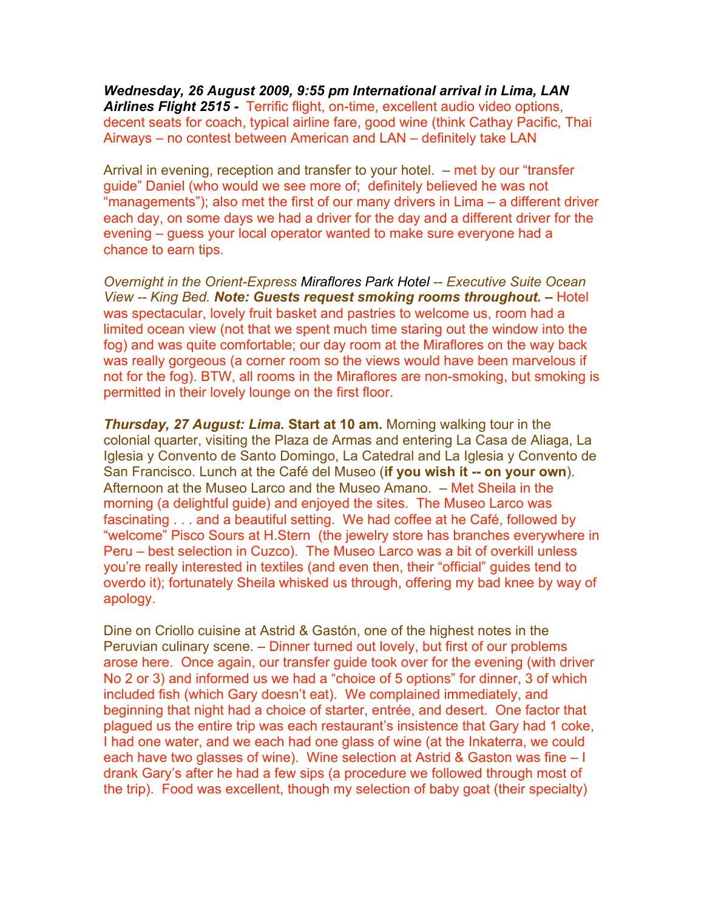***Wednesday, 26 August 2009, 9:55 pm International arrival in Lima, LAN Airlines Flight 2515 -*** Terrific flight, on-time, excellent audio video options, decent seats for coach, typical airline fare, good wine (think Cathay Pacific, Thai Airways – no contest between American and LAN – definitely take LAN

Arrival in evening, reception and transfer to your hotel. – met by our "transfer guide" Daniel (who would we see more of; definitely believed he was not "managements"); also met the first of our many drivers in Lima – a different driver each day, on some days we had a driver for the day and a different driver for the evening – guess your local operator wanted to make sure everyone had a chance to earn tips.

*Overnight in the Orient-Express* Miraflores Park Hotel *-- Executive Suite Ocean View -- King Bed.* ***Note: Guests request smoking rooms throughout.* –** Hotel was spectacular, lovely fruit basket and pastries to welcome us, room had a limited ocean view (not that we spent much time staring out the window into the fog) and was quite comfortable; our day room at the Miraflores on the way back was really gorgeous (a corner room so the views would have been marvelous if not for the fog). BTW, all rooms in the Miraflores are non-smoking, but smoking is permitted in their lovely lounge on the first floor.

***Thursday, 27 August: Lima.*** **Start at 10 am.** Morning walking tour in the colonial quarter, visiting the Plaza de Armas and entering La Casa de Aliaga, La Iglesia y Convento de Santo Domingo, La Catedral and La Iglesia y Convento de San Francisco. Lunch at the Café del Museo (**if you wish it -- on your own**). Afternoon at the Museo Larco and the Museo Amano. – Met Sheila in the morning (a delightful guide) and enjoyed the sites. The Museo Larco was fascinating . . . and a beautiful setting. We had coffee at he Café, followed by "welcome" Pisco Sours at H.Stern (the jewelry store has branches everywhere in Peru – best selection in Cuzco). The Museo Larco was a bit of overkill unless you're really interested in textiles (and even then, their "official" guides tend to overdo it); fortunately Sheila whisked us through, offering my bad knee by way of apology.

Dine on Criollo cuisine at Astrid & Gastón, one of the highest notes in the Peruvian culinary scene. – Dinner turned out lovely, but first of our problems arose here. Once again, our transfer guide took over for the evening (with driver No 2 or 3) and informed us we had a "choice of 5 options" for dinner, 3 of which included fish (which Gary doesn't eat). We complained immediately, and beginning that night had a choice of starter, entrée, and desert. One factor that plagued us the entire trip was each restaurant's insistence that Gary had 1 coke, I had one water, and we each had one glass of wine (at the Inkaterra, we could each have two glasses of wine). Wine selection at Astrid & Gaston was fine – I drank Gary's after he had a few sips (a procedure we followed through most of the trip). Food was excellent, though my selection of baby goat (their specialty)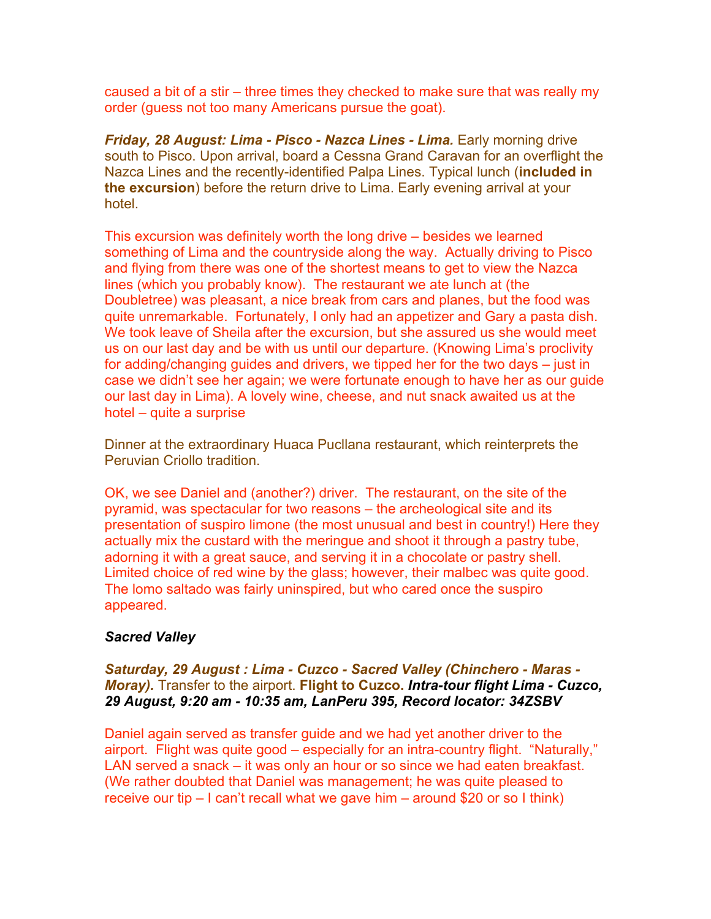caused a bit of a stir – three times they checked to make sure that was really my order (guess not too many Americans pursue the goat).

***Friday, 28 August: Lima - Pisco - Nazca Lines - Lima.*** Early morning drive south to Pisco. Upon arrival, board a Cessna Grand Caravan for an overflight the Nazca Lines and the recently-identified Palpa Lines. Typical lunch (**included in the excursion**) before the return drive to Lima. Early evening arrival at your hotel.

This excursion was definitely worth the long drive – besides we learned something of Lima and the countryside along the way. Actually driving to Pisco and flying from there was one of the shortest means to get to view the Nazca lines (which you probably know). The restaurant we ate lunch at (the Doubletree) was pleasant, a nice break from cars and planes, but the food was quite unremarkable. Fortunately, I only had an appetizer and Gary a pasta dish. We took leave of Sheila after the excursion, but she assured us she would meet us on our last day and be with us until our departure. (Knowing Lima's proclivity for adding/changing guides and drivers, we tipped her for the two days – just in case we didn't see her again; we were fortunate enough to have her as our guide our last day in Lima). A lovely wine, cheese, and nut snack awaited us at the hotel – quite a surprise

Dinner at the extraordinary Huaca Pucllana restaurant, which reinterprets the Peruvian Criollo tradition.

OK, we see Daniel and (another?) driver. The restaurant, on the site of the pyramid, was spectacular for two reasons – the archeological site and its presentation of suspiro limone (the most unusual and best in country!) Here they actually mix the custard with the meringue and shoot it through a pastry tube, adorning it with a great sauce, and serving it in a chocolate or pastry shell. Limited choice of red wine by the glass; however, their malbec was quite good. The lomo saltado was fairly uninspired, but who cared once the suspiro appeared.

***Sacred Valley***

***Saturday, 29 August : Lima - Cuzco - Sacred Valley (Chinchero - Maras - Moray).*** Transfer to the airport. **Flight to Cuzco.** ***Intra-tour flight Lima - Cuzco, 29 August, 9:20 am - 10:35 am, LanPeru 395, Record locator: 34ZSBV***

Daniel again served as transfer guide and we had yet another driver to the airport. Flight was quite good – especially for an intra-country flight. "Naturally," LAN served a snack – it was only an hour or so since we had eaten breakfast. (We rather doubted that Daniel was management; he was quite pleased to receive our tip – I can't recall what we gave him – around $20 or so I think)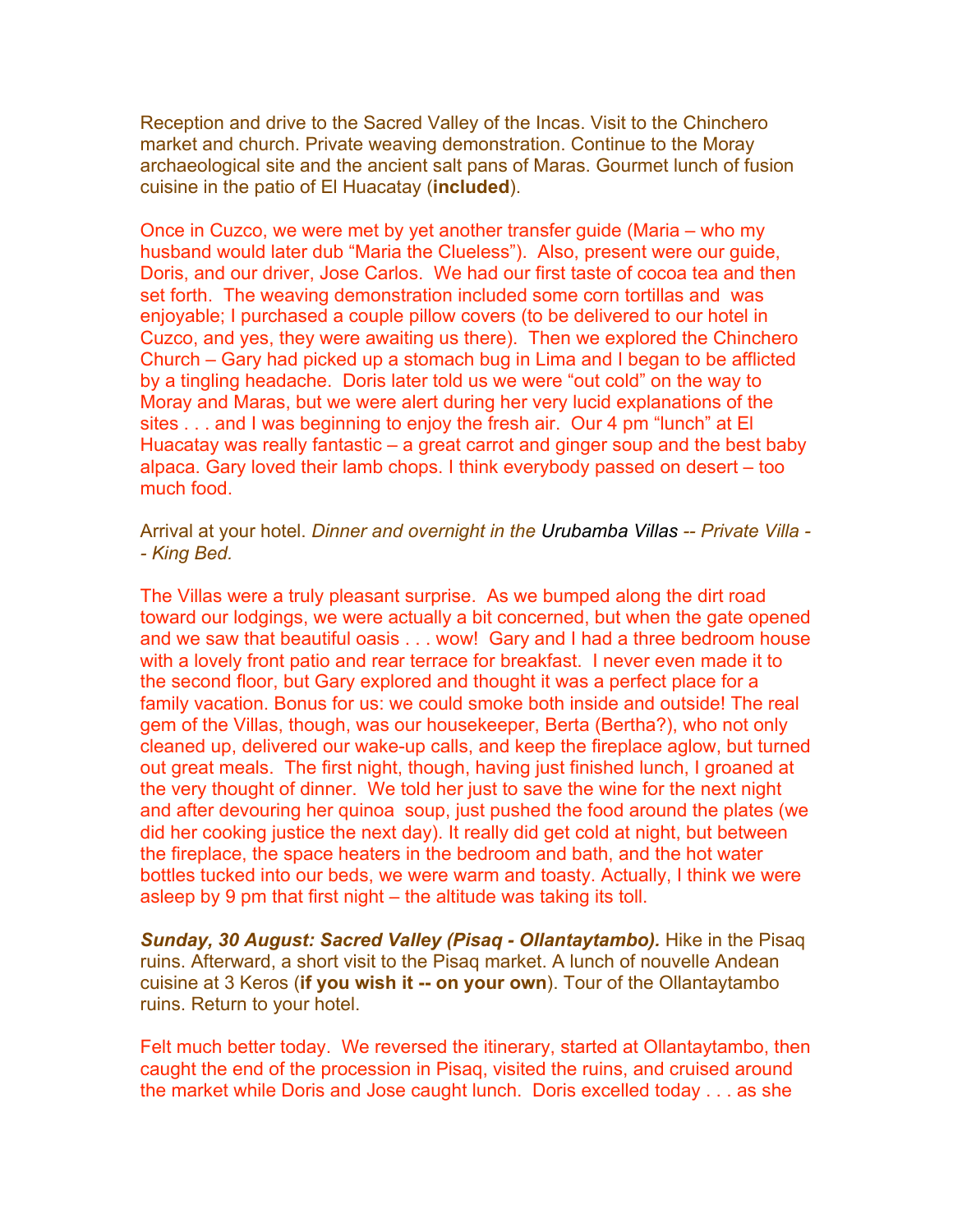Reception and drive to the Sacred Valley of the Incas. Visit to the Chinchero market and church. Private weaving demonstration. Continue to the Moray archaeological site and the ancient salt pans of Maras. Gourmet lunch of fusion cuisine in the patio of El Huacatay (**included**).

Once in Cuzco, we were met by yet another transfer guide (Maria – who my husband would later dub "Maria the Clueless"). Also, present were our guide, Doris, and our driver, Jose Carlos. We had our first taste of cocoa tea and then set forth. The weaving demonstration included some corn tortillas and was enjoyable; I purchased a couple pillow covers (to be delivered to our hotel in Cuzco, and yes, they were awaiting us there). Then we explored the Chinchero Church – Gary had picked up a stomach bug in Lima and I began to be afflicted by a tingling headache. Doris later told us we were "out cold" on the way to Moray and Maras, but we were alert during her very lucid explanations of the sites . . . and I was beginning to enjoy the fresh air. Our 4 pm "lunch" at El Huacatay was really fantastic – a great carrot and ginger soup and the best baby alpaca. Gary loved their lamb chops. I think everybody passed on desert – too much food.

Arrival at your hotel. *Dinner and overnight in the* Urubamba Villas *-- Private Villa -- King Bed.*

The Villas were a truly pleasant surprise. As we bumped along the dirt road toward our lodgings, we were actually a bit concerned, but when the gate opened and we saw that beautiful oasis . . . wow! Gary and I had a three bedroom house with a lovely front patio and rear terrace for breakfast. I never even made it to the second floor, but Gary explored and thought it was a perfect place for a family vacation. Bonus for us: we could smoke both inside and outside! The real gem of the Villas, though, was our housekeeper, Berta (Bertha?), who not only cleaned up, delivered our wake-up calls, and keep the fireplace aglow, but turned out great meals. The first night, though, having just finished lunch, I groaned at the very thought of dinner. We told her just to save the wine for the next night and after devouring her quinoa soup, just pushed the food around the plates (we did her cooking justice the next day). It really did get cold at night, but between the fireplace, the space heaters in the bedroom and bath, and the hot water bottles tucked into our beds, we were warm and toasty. Actually, I think we were asleep by 9 pm that first night – the altitude was taking its toll.

***Sunday, 30 August: Sacred Valley (Pisaq - Ollantaytambo).*** Hike in the Pisaq ruins. Afterward, a short visit to the Pisaq market. A lunch of nouvelle Andean cuisine at 3 Keros (**if you wish it -- on your own**). Tour of the Ollantaytambo ruins. Return to your hotel.

Felt much better today. We reversed the itinerary, started at Ollantaytambo, then caught the end of the procession in Pisaq, visited the ruins, and cruised around the market while Doris and Jose caught lunch. Doris excelled today . . . as she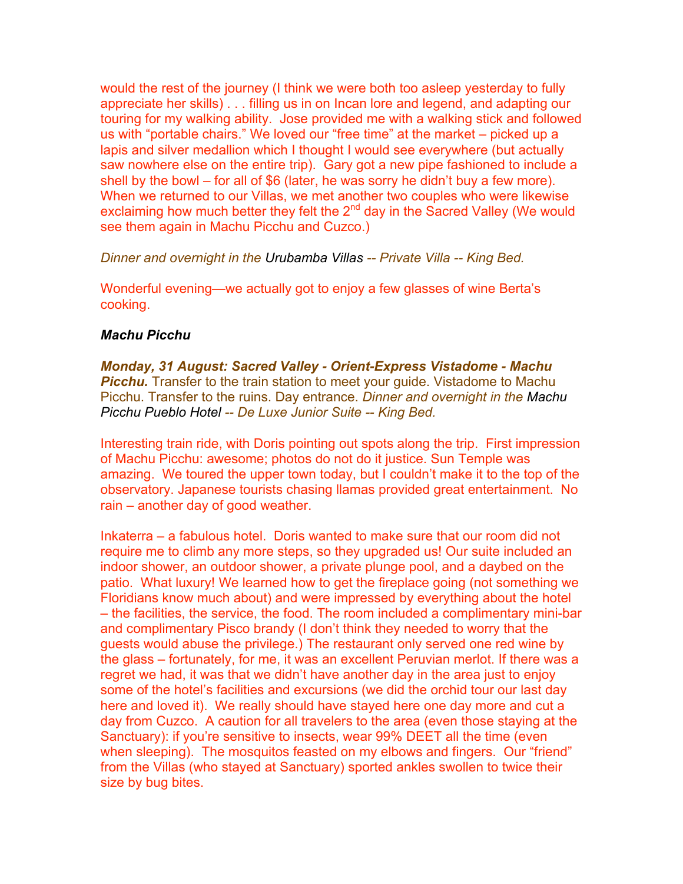would the rest of the journey (I think we were both too asleep yesterday to fully appreciate her skills) . . . filling us in on Incan lore and legend, and adapting our touring for my walking ability. Jose provided me with a walking stick and followed us with "portable chairs." We loved our "free time" at the market – picked up a lapis and silver medallion which I thought I would see everywhere (but actually saw nowhere else on the entire trip). Gary got a new pipe fashioned to include a shell by the bowl – for all of $6 (later, he was sorry he didn't buy a few more). When we returned to our Villas, we met another two couples who were likewise exclaiming how much better they felt the 2nd day in the Sacred Valley (We would see them again in Machu Picchu and Cuzco.)

*Dinner and overnight in the* Urubamba Villas *-- Private Villa -- King Bed.*

Wonderful evening—we actually got to enjoy a few glasses of wine Berta's cooking.

***Machu Picchu***

***Monday, 31 August: Sacred Valley - Orient-Express Vistadome - Machu Picchu.*** Transfer to the train station to meet your guide. Vistadome to Machu Picchu. Transfer to the ruins. Day entrance. *Dinner and overnight in the* Machu Picchu Pueblo Hotel *-- De Luxe Junior Suite -- King Bed.*

Interesting train ride, with Doris pointing out spots along the trip. First impression of Machu Picchu: awesome; photos do not do it justice. Sun Temple was amazing. We toured the upper town today, but I couldn't make it to the top of the observatory. Japanese tourists chasing llamas provided great entertainment. No rain – another day of good weather.

Inkaterra – a fabulous hotel. Doris wanted to make sure that our room did not require me to climb any more steps, so they upgraded us! Our suite included an indoor shower, an outdoor shower, a private plunge pool, and a daybed on the patio. What luxury! We learned how to get the fireplace going (not something we Floridians know much about) and were impressed by everything about the hotel – the facilities, the service, the food. The room included a complimentary mini-bar and complimentary Pisco brandy (I don't think they needed to worry that the guests would abuse the privilege.) The restaurant only served one red wine by the glass – fortunately, for me, it was an excellent Peruvian merlot. If there was a regret we had, it was that we didn't have another day in the area just to enjoy some of the hotel's facilities and excursions (we did the orchid tour our last day here and loved it). We really should have stayed here one day more and cut a day from Cuzco. A caution for all travelers to the area (even those staying at the Sanctuary): if you're sensitive to insects, wear 99% DEET all the time (even when sleeping). The mosquitos feasted on my elbows and fingers. Our "friend" from the Villas (who stayed at Sanctuary) sported ankles swollen to twice their size by bug bites.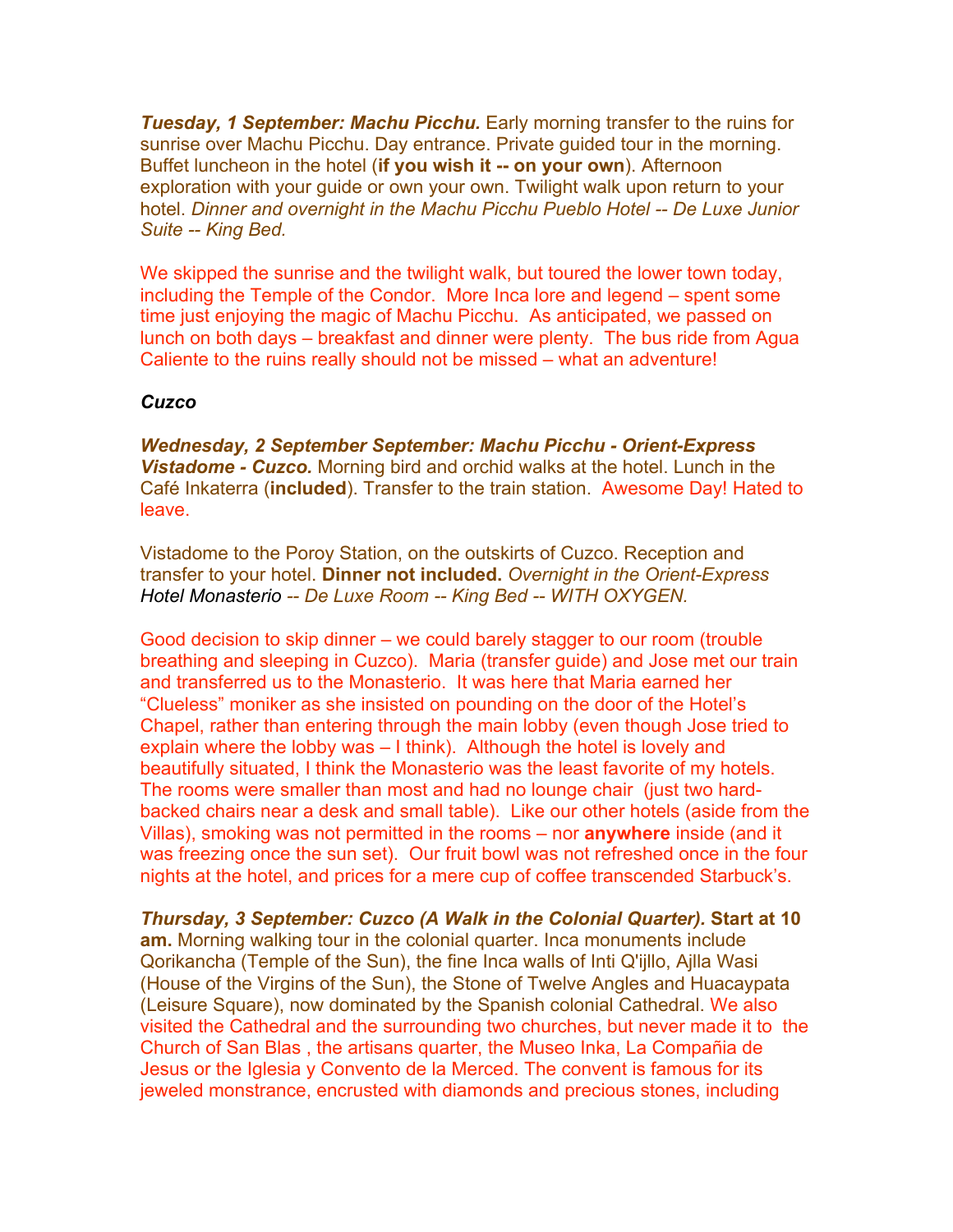***Tuesday, 1 September: Machu Picchu.*** Early morning transfer to the ruins for sunrise over Machu Picchu. Day entrance. Private guided tour in the morning. Buffet luncheon in the hotel (**if you wish it -- on your own**). Afternoon exploration with your guide or own your own. Twilight walk upon return to your hotel. *Dinner and overnight in the Machu Picchu Pueblo Hotel -- De Luxe Junior Suite -- King Bed.*

We skipped the sunrise and the twilight walk, but toured the lower town today, including the Temple of the Condor. More Inca lore and legend – spent some time just enjoying the magic of Machu Picchu. As anticipated, we passed on lunch on both days – breakfast and dinner were plenty. The bus ride from Agua Caliente to the ruins really should not be missed – what an adventure!

***Cuzco***

***Wednesday, 2 September September: Machu Picchu - Orient-Express Vistadome - Cuzco.*** Morning bird and orchid walks at the hotel. Lunch in the Café Inkaterra (**included**). Transfer to the train station. Awesome Day! Hated to leave.

Vistadome to the Poroy Station, on the outskirts of Cuzco. Reception and transfer to your hotel. **Dinner not included.** *Overnight in the Orient-Express Hotel Monasterio -- De Luxe Room -- King Bed -- WITH OXYGEN.*

Good decision to skip dinner – we could barely stagger to our room (trouble breathing and sleeping in Cuzco). Maria (transfer guide) and Jose met our train and transferred us to the Monasterio. It was here that Maria earned her "Clueless" moniker as she insisted on pounding on the door of the Hotel's Chapel, rather than entering through the main lobby (even though Jose tried to explain where the lobby was – I think). Although the hotel is lovely and beautifully situated, I think the Monasterio was the least favorite of my hotels. The rooms were smaller than most and had no lounge chair (just two hard-backed chairs near a desk and small table). Like our other hotels (aside from the Villas), smoking was not permitted in the rooms – nor **anywhere** inside (and it was freezing once the sun set). Our fruit bowl was not refreshed once in the four nights at the hotel, and prices for a mere cup of coffee transcended Starbuck's.

***Thursday, 3 September: Cuzco (A Walk in the Colonial Quarter).*** **Start at 10 am.** Morning walking tour in the colonial quarter. Inca monuments include Qorikancha (Temple of the Sun), the fine Inca walls of Inti Q'ijllo, Ajlla Wasi (House of the Virgins of the Sun), the Stone of Twelve Angles and Huacaypata (Leisure Square), now dominated by the Spanish colonial Cathedral. We also visited the Cathedral and the surrounding two churches, but never made it to the Church of San Blas , the artisans quarter, the Museo Inka, La Compañia de Jesus or the Iglesia y Convento de la Merced. The convent is famous for its jeweled monstrance, encrusted with diamonds and precious stones, including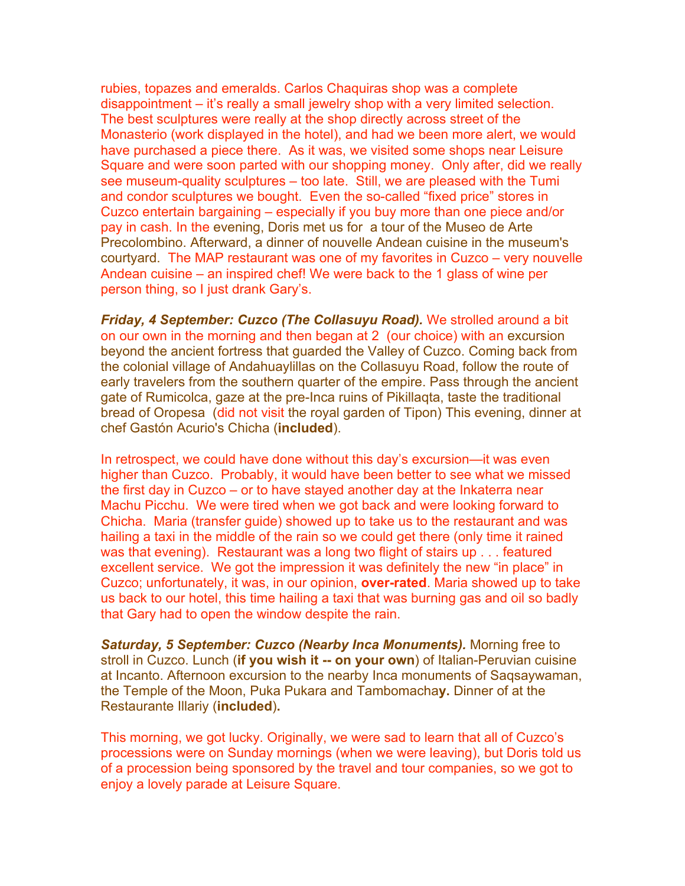rubies, topazes and emeralds. Carlos Chaquiras shop was a complete disappointment – it's really a small jewelry shop with a very limited selection. The best sculptures were really at the shop directly across street of the Monasterio (work displayed in the hotel), and had we been more alert, we would have purchased a piece there. As it was, we visited some shops near Leisure Square and were soon parted with our shopping money. Only after, did we really see museum-quality sculptures – too late. Still, we are pleased with the Tumi and condor sculptures we bought. Even the so-called "fixed price" stores in Cuzco entertain bargaining – especially if you buy more than one piece and/or pay in cash. In the evening, Doris met us for a tour of the Museo de Arte Precolombino. Afterward, a dinner of nouvelle Andean cuisine in the museum's courtyard. The MAP restaurant was one of my favorites in Cuzco – very nouvelle Andean cuisine – an inspired chef! We were back to the 1 glass of wine per person thing, so I just drank Gary's.

***Friday, 4 September: Cuzco (The Collasuyu Road).*** We strolled around a bit on our own in the morning and then began at 2 (our choice) with an excursion beyond the ancient fortress that guarded the Valley of Cuzco. Coming back from the colonial village of Andahuaylillas on the Collasuyu Road, follow the route of early travelers from the southern quarter of the empire. Pass through the ancient gate of Rumicolca, gaze at the pre-Inca ruins of Pikillaqta, taste the traditional bread of Oropesa (did not visit the royal garden of Tipon) This evening, dinner at chef Gastón Acurio's Chicha (**included**).

In retrospect, we could have done without this day's excursion—it was even higher than Cuzco. Probably, it would have been better to see what we missed the first day in Cuzco – or to have stayed another day at the Inkaterra near Machu Picchu. We were tired when we got back and were looking forward to Chicha. Maria (transfer guide) showed up to take us to the restaurant and was hailing a taxi in the middle of the rain so we could get there (only time it rained was that evening). Restaurant was a long two flight of stairs up . . . featured excellent service. We got the impression it was definitely the new "in place" in Cuzco; unfortunately, it was, in our opinion, **over-rated**. Maria showed up to take us back to our hotel, this time hailing a taxi that was burning gas and oil so badly that Gary had to open the window despite the rain.

***Saturday, 5 September: Cuzco (Nearby Inca Monuments).*** Morning free to stroll in Cuzco. Lunch (**if you wish it -- on your own**) of Italian-Peruvian cuisine at Incanto. Afternoon excursion to the nearby Inca monuments of Saqsaywaman, the Temple of the Moon, Puka Pukara and Tambomacha**y.** Dinner of at the Restaurante Illariy (**included**)**.**

This morning, we got lucky. Originally, we were sad to learn that all of Cuzco's processions were on Sunday mornings (when we were leaving), but Doris told us of a procession being sponsored by the travel and tour companies, so we got to enjoy a lovely parade at Leisure Square.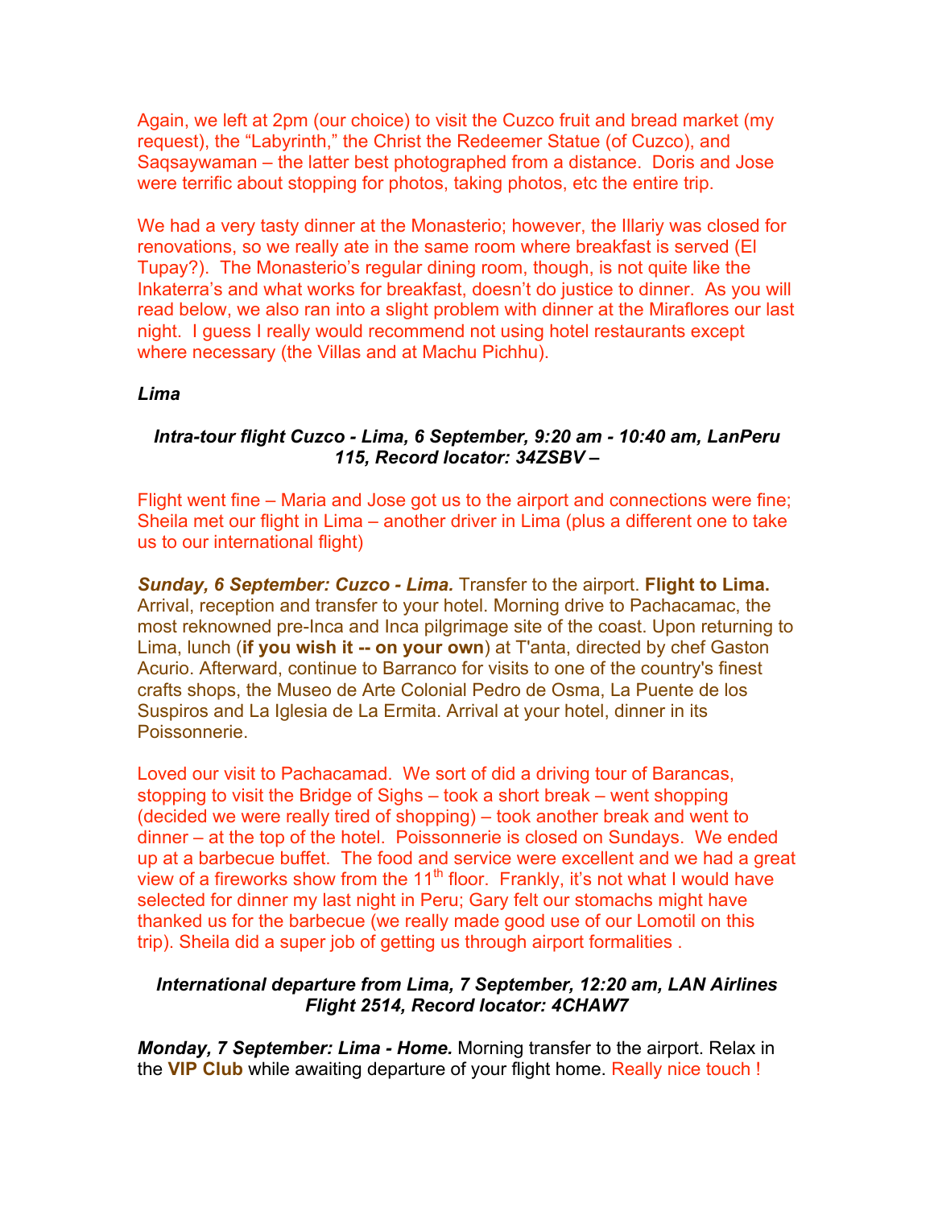Again, we left at 2pm (our choice) to visit the Cuzco fruit and bread market (my request), the “Labyrinth,” the Christ the Redeemer Statue (of Cuzco), and Saqsaywaman – the latter best photographed from a distance. Doris and Jose were terrific about stopping for photos, taking photos, etc the entire trip.

We had a very tasty dinner at the Monasterio; however, the Illariy was closed for renovations, so we really ate in the same room where breakfast is served (El Tupay?). The Monasterio’s regular dining room, though, is not quite like the Inkaterra’s and what works for breakfast, doesn’t do justice to dinner. As you will read below, we also ran into a slight problem with dinner at the Miraflores our last night. I guess I really would recommend not using hotel restaurants except where necessary (the Villas and at Machu Pichhu).

***Lima***

***Intra-tour flight Cuzco - Lima, 6 September, 9:20 am - 10:40 am, LanPeru 115, Record locator: 34ZSBV –***

Flight went fine – Maria and Jose got us to the airport and connections were fine; Sheila met our flight in Lima – another driver in Lima (plus a different one to take us to our international flight)

***Sunday, 6 September: Cuzco - Lima.*** Transfer to the airport. **Flight to Lima.** Arrival, reception and transfer to your hotel. Morning drive to Pachacamac, the most reknowned pre-Inca and Inca pilgrimage site of the coast. Upon returning to Lima, lunch (**if you wish it -- on your own**) at T'anta, directed by chef Gaston Acurio. Afterward, continue to Barranco for visits to one of the country's finest crafts shops, the Museo de Arte Colonial Pedro de Osma, La Puente de los Suspiros and La Iglesia de La Ermita. Arrival at your hotel, dinner in its Poissonnerie.

Loved our visit to Pachacamad. We sort of did a driving tour of Barancas, stopping to visit the Bridge of Sighs – took a short break – went shopping (decided we were really tired of shopping) – took another break and went to dinner – at the top of the hotel. Poissonnerie is closed on Sundays. We ended up at a barbecue buffet. The food and service were excellent and we had a great view of a fireworks show from the 11th floor. Frankly, it’s not what I would have selected for dinner my last night in Peru; Gary felt our stomachs might have thanked us for the barbecue (we really made good use of our Lomotil on this trip). Sheila did a super job of getting us through airport formalities .

***International departure from Lima, 7 September, 12:20 am, LAN Airlines Flight 2514, Record locator: 4CHAW7***

***Monday, 7 September: Lima - Home.*** Morning transfer to the airport. Relax in the **VIP Club** while awaiting departure of your flight home. Really nice touch !